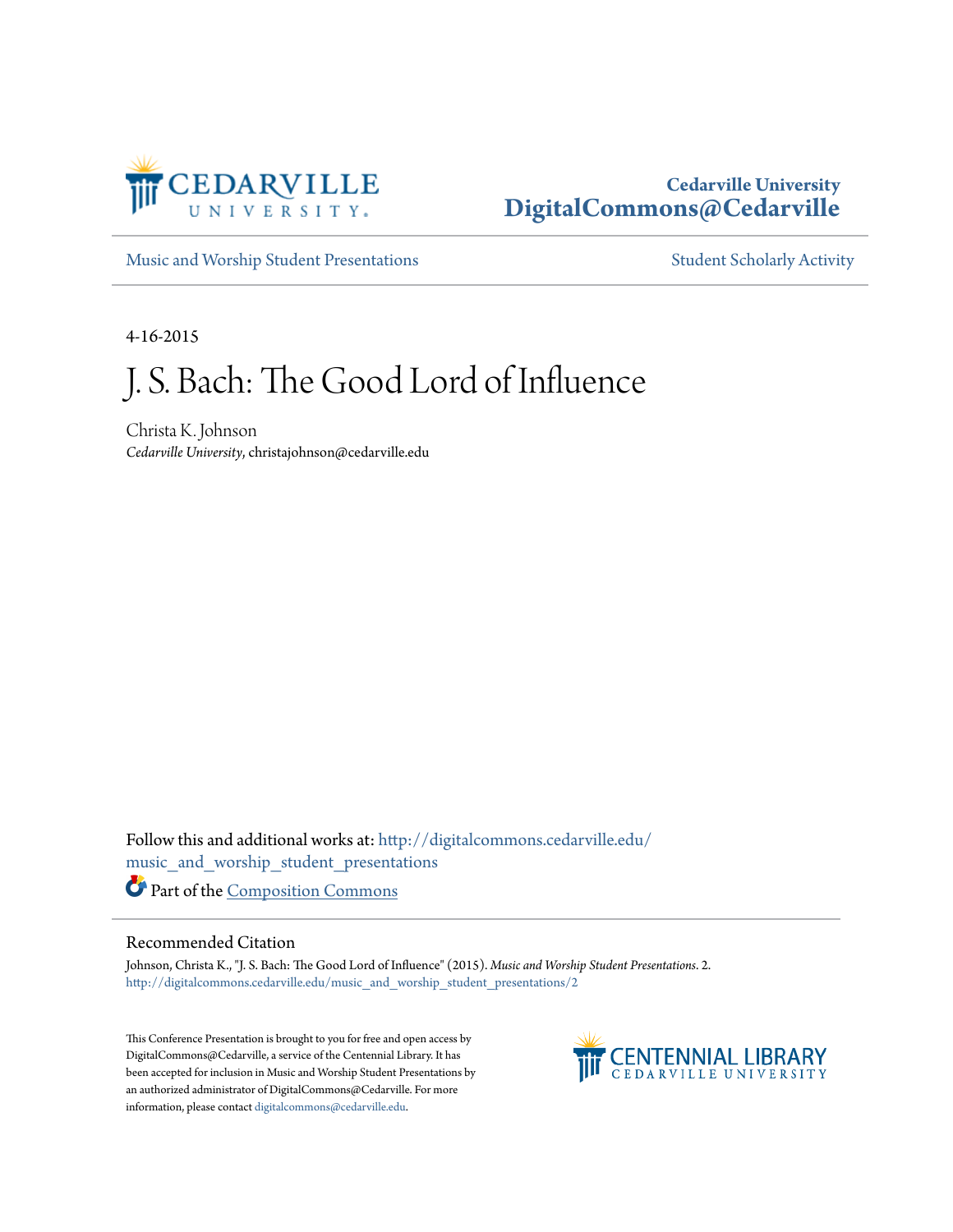Cedarville University
DigitalCommons@Cedarville

Music and Worship Student Presentations | Student Scholarly Activity

4-16-2015

# J. S. Bach: The Good Lord of Influence

Christa K. Johnson
*Cedarville University*, christajohnson@cedarville.edu

Follow this and additional works at: http://digitalcommons.cedarville.edu/music_and_worship_student_presentations

Part of the Composition Commons

## Recommended Citation

Johnson, Christa K., "J. S. Bach: The Good Lord of Influence" (2015). *Music and Worship Student Presentations*. 2.
http://digitalcommons.cedarville.edu/music_and_worship_student_presentations/2

This Conference Presentation is brought to you for free and open access by DigitalCommons@Cedarville, a service of the Centennial Library. It has been accepted for inclusion in Music and Worship Student Presentations by an authorized administrator of DigitalCommons@Cedarville. For more information, please contact digitalcommons@cedarville.edu.

CENTENNIAL LIBRARY
CEDARVILLE UNIVERSITY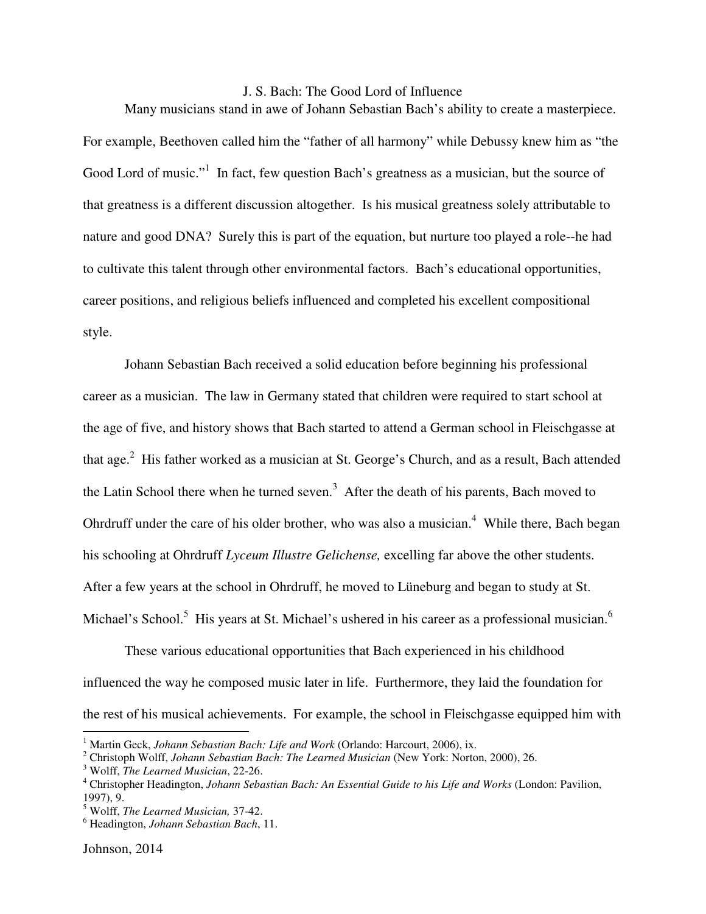# J. S. Bach: The Good Lord of Influence

Many musicians stand in awe of Johann Sebastian Bach's ability to create a masterpiece. For example, Beethoven called him the "father of all harmony" while Debussy knew him as "the Good Lord of music."[1] In fact, few question Bach's greatness as a musician, but the source of that greatness is a different discussion altogether. Is his musical greatness solely attributable to nature and good DNA? Surely this is part of the equation, but nurture too played a role--he had to cultivate this talent through other environmental factors. Bach's educational opportunities, career positions, and religious beliefs influenced and completed his excellent compositional style.

Johann Sebastian Bach received a solid education before beginning his professional career as a musician. The law in Germany stated that children were required to start school at the age of five, and history shows that Bach started to attend a German school in Fleischgasse at that age.[2] His father worked as a musician at St. George's Church, and as a result, Bach attended the Latin School there when he turned seven.[3] After the death of his parents, Bach moved to Ohrdruff under the care of his older brother, who was also a musician.[4] While there, Bach began his schooling at Ohrdruff *Lyceum Illustre Gelichense,* excelling far above the other students. After a few years at the school in Ohrdruff, he moved to Lüneburg and began to study at St. Michael's School.[5] His years at St. Michael's ushered in his career as a professional musician.[6]

These various educational opportunities that Bach experienced in his childhood influenced the way he composed music later in life. Furthermore, they laid the foundation for the rest of his musical achievements. For example, the school in Fleischgasse equipped him with

---

[1] Martin Geck, *Johann Sebastian Bach: Life and Work* (Orlando: Harcourt, 2006), ix.

[2] Christoph Wolff, *Johann Sebastian Bach: The Learned Musician* (New York: Norton, 2000), 26.

[3] Wolff, *The Learned Musician*, 22-26.

[4] Christopher Headington, *Johann Sebastian Bach: An Essential Guide to his Life and Works* (London: Pavilion, 1997), 9.

[5] Wolff, *The Learned Musician,* 37-42.

[6] Headington, *Johann Sebastian Bach*, 11.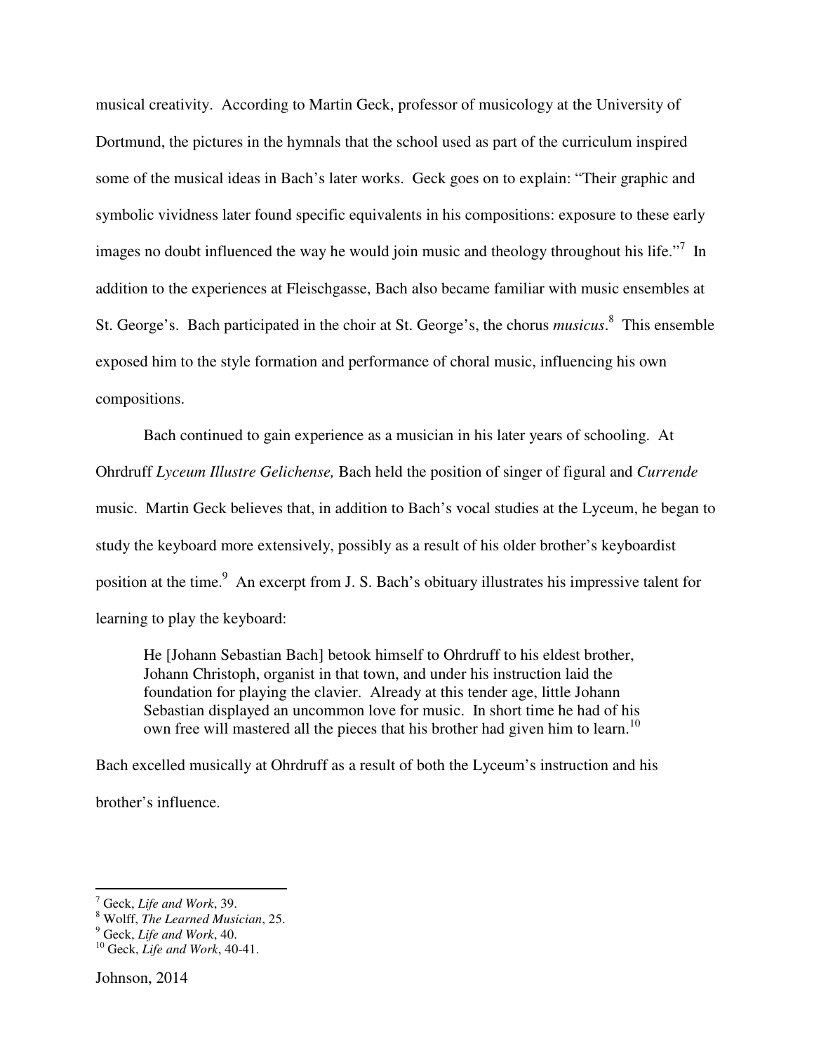musical creativity. According to Martin Geck, professor of musicology at the University of Dortmund, the pictures in the hymnals that the school used as part of the curriculum inspired some of the musical ideas in Bach's later works. Geck goes on to explain: "Their graphic and symbolic vividness later found specific equivalents in his compositions: exposure to these early images no doubt influenced the way he would join music and theology throughout his life."[7] In addition to the experiences at Fleischgasse, Bach also became familiar with music ensembles at St. George's. Bach participated in the choir at St. George's, the chorus *musicus*.[8] This ensemble exposed him to the style formation and performance of choral music, influencing his own compositions.

Bach continued to gain experience as a musician in his later years of schooling. At Ohrdruff *Lyceum Illustre Gelichense,* Bach held the position of singer of figural and *Currende* music. Martin Geck believes that, in addition to Bach's vocal studies at the Lyceum, he began to study the keyboard more extensively, possibly as a result of his older brother's keyboardist position at the time.[9] An excerpt from J. S. Bach's obituary illustrates his impressive talent for learning to play the keyboard:

> He [Johann Sebastian Bach] betook himself to Ohrdruff to his eldest brother, Johann Christoph, organist in that town, and under his instruction laid the foundation for playing the clavier. Already at this tender age, little Johann Sebastian displayed an uncommon love for music. In short time he had of his own free will mastered all the pieces that his brother had given him to learn.[10]

Bach excelled musically at Ohrdruff as a result of both the Lyceum's instruction and his brother's influence.

---

[7] Geck, *Life and Work*, 39.
[8] Wolff, *The Learned Musician*, 25.
[9] Geck, *Life and Work*, 40.
[10] Geck, *Life and Work*, 40-41.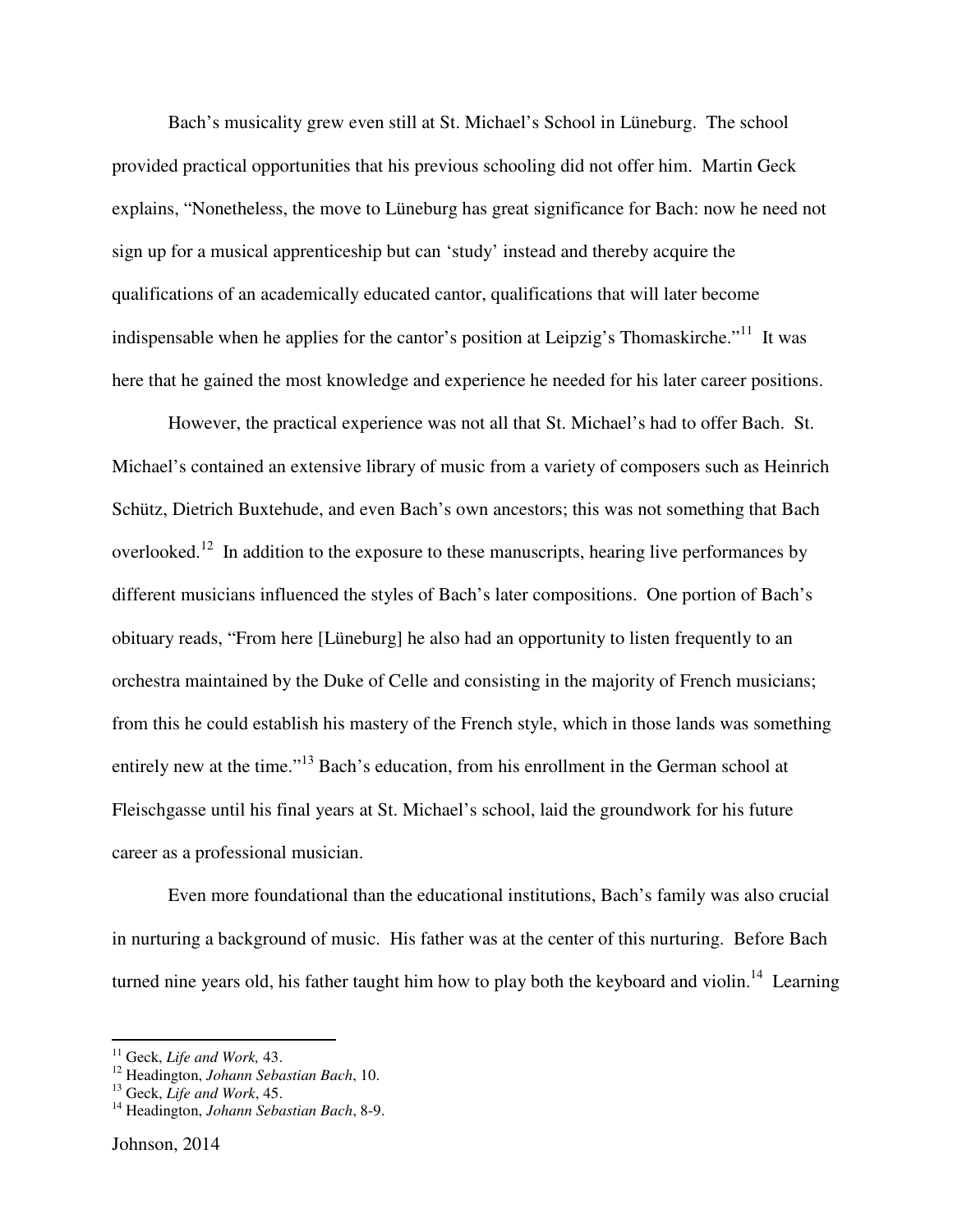Bach's musicality grew even still at St. Michael's School in Lüneburg. The school provided practical opportunities that his previous schooling did not offer him. Martin Geck explains, "Nonetheless, the move to Lüneburg has great significance for Bach: now he need not sign up for a musical apprenticeship but can 'study' instead and thereby acquire the qualifications of an academically educated cantor, qualifications that will later become indispensable when he applies for the cantor's position at Leipzig's Thomaskirche."[11] It was here that he gained the most knowledge and experience he needed for his later career positions.

However, the practical experience was not all that St. Michael's had to offer Bach. St. Michael's contained an extensive library of music from a variety of composers such as Heinrich Schütz, Dietrich Buxtehude, and even Bach's own ancestors; this was not something that Bach overlooked.[12] In addition to the exposure to these manuscripts, hearing live performances by different musicians influenced the styles of Bach's later compositions. One portion of Bach's obituary reads, "From here [Lüneburg] he also had an opportunity to listen frequently to an orchestra maintained by the Duke of Celle and consisting in the majority of French musicians; from this he could establish his mastery of the French style, which in those lands was something entirely new at the time."[13] Bach's education, from his enrollment in the German school at Fleischgasse until his final years at St. Michael's school, laid the groundwork for his future career as a professional musician.

Even more foundational than the educational institutions, Bach's family was also crucial in nurturing a background of music. His father was at the center of this nurturing. Before Bach turned nine years old, his father taught him how to play both the keyboard and violin.[14] Learning

---

[11] Geck, *Life and Work,* 43.
[12] Headington, *Johann Sebastian Bach*, 10.
[13] Geck, *Life and Work*, 45.
[14] Headington, *Johann Sebastian Bach*, 8-9.

Johnson, 2014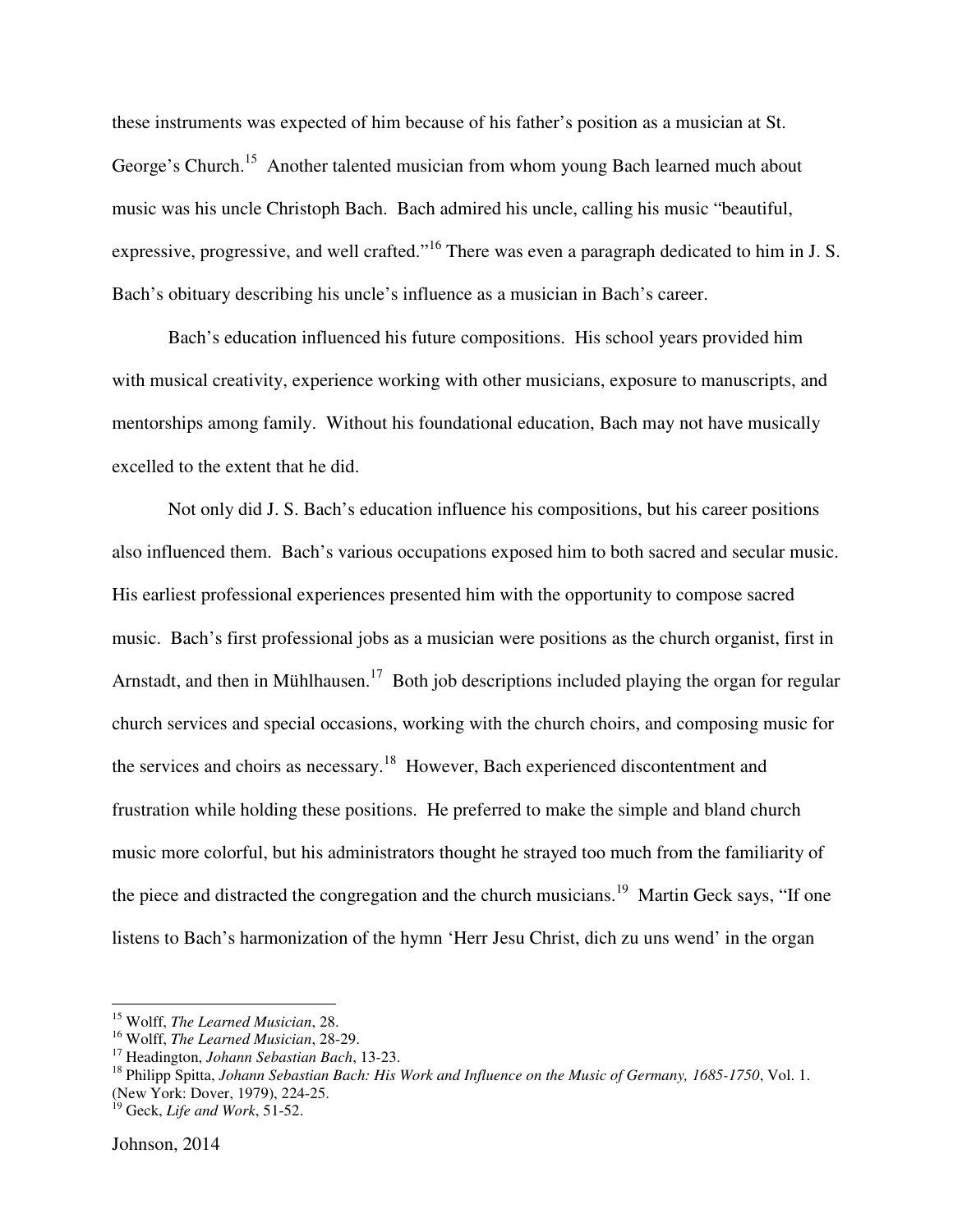these instruments was expected of him because of his father's position as a musician at St. George's Church.[15] Another talented musician from whom young Bach learned much about music was his uncle Christoph Bach. Bach admired his uncle, calling his music "beautiful, expressive, progressive, and well crafted."[16] There was even a paragraph dedicated to him in J. S. Bach's obituary describing his uncle's influence as a musician in Bach's career.

Bach's education influenced his future compositions. His school years provided him with musical creativity, experience working with other musicians, exposure to manuscripts, and mentorships among family. Without his foundational education, Bach may not have musically excelled to the extent that he did.

Not only did J. S. Bach's education influence his compositions, but his career positions also influenced them. Bach's various occupations exposed him to both sacred and secular music. His earliest professional experiences presented him with the opportunity to compose sacred music. Bach's first professional jobs as a musician were positions as the church organist, first in Arnstadt, and then in Mühlhausen.[17] Both job descriptions included playing the organ for regular church services and special occasions, working with the church choirs, and composing music for the services and choirs as necessary.[18] However, Bach experienced discontentment and frustration while holding these positions. He preferred to make the simple and bland church music more colorful, but his administrators thought he strayed too much from the familiarity of the piece and distracted the congregation and the church musicians.[19] Martin Geck says, "If one listens to Bach's harmonization of the hymn 'Herr Jesu Christ, dich zu uns wend' in the organ

---

[15] Wolff, *The Learned Musician*, 28.

[16] Wolff, *The Learned Musician*, 28-29.

[17] Headington, *Johann Sebastian Bach*, 13-23.

[18] Philipp Spitta, *Johann Sebastian Bach: His Work and Influence on the Music of Germany, 1685-1750*, Vol. 1. (New York: Dover, 1979), 224-25.

[19] Geck, *Life and Work*, 51-52.

Johnson, 2014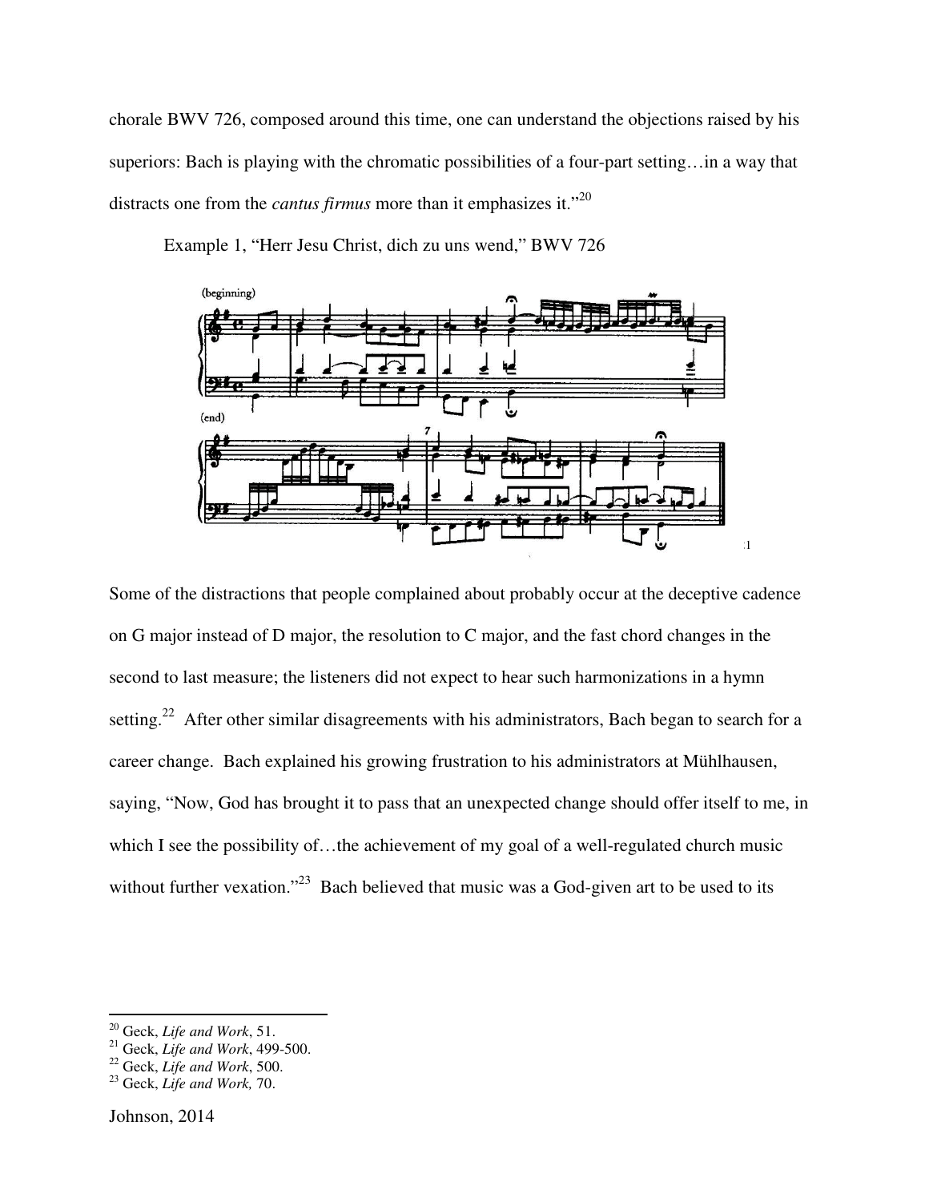chorale BWV 726, composed around this time, one can understand the objections raised by his superiors: Bach is playing with the chromatic possibilities of a four-part setting…in a way that distracts one from the *cantus firmus* more than it emphasizes it."[20]

Example 1, "Herr Jesu Christ, dich zu uns wend," BWV 726

[21]

Some of the distractions that people complained about probably occur at the deceptive cadence on G major instead of D major, the resolution to C major, and the fast chord changes in the second to last measure; the listeners did not expect to hear such harmonizations in a hymn setting.[22] After other similar disagreements with his administrators, Bach began to search for a career change. Bach explained his growing frustration to his administrators at Mühlhausen, saying, "Now, God has brought it to pass that an unexpected change should offer itself to me, in which I see the possibility of…the achievement of my goal of a well-regulated church music without further vexation."[23] Bach believed that music was a God-given art to be used to its

---

[20] Geck, *Life and Work*, 51.
[21] Geck, *Life and Work*, 499-500.
[22] Geck, *Life and Work*, 500.
[23] Geck, *Life and Work,* 70.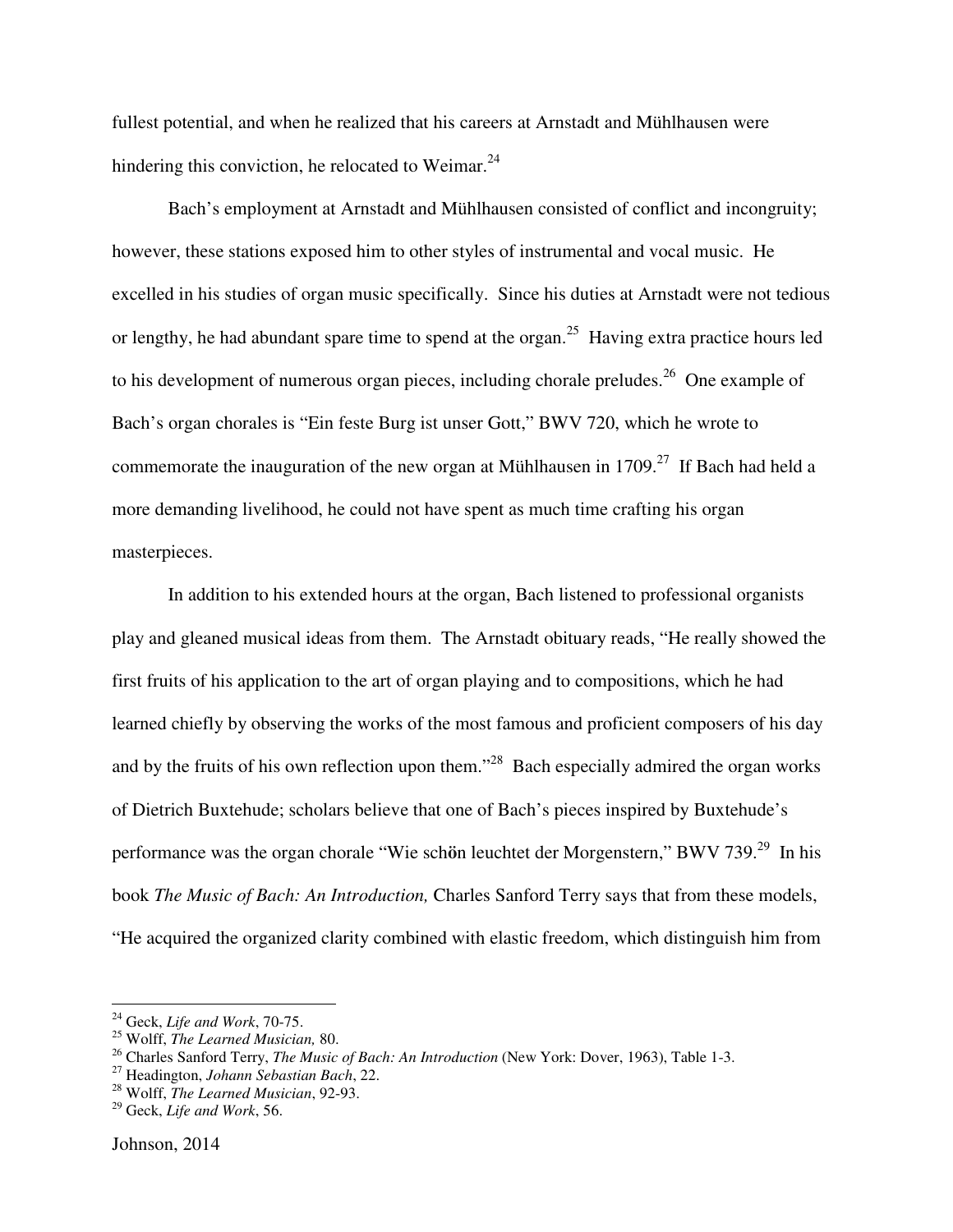fullest potential, and when he realized that his careers at Arnstadt and Mühlhausen were hindering this conviction, he relocated to Weimar.[24]

Bach's employment at Arnstadt and Mühlhausen consisted of conflict and incongruity; however, these stations exposed him to other styles of instrumental and vocal music. He excelled in his studies of organ music specifically. Since his duties at Arnstadt were not tedious or lengthy, he had abundant spare time to spend at the organ.[25] Having extra practice hours led to his development of numerous organ pieces, including chorale preludes.[26] One example of Bach's organ chorales is "Ein feste Burg ist unser Gott," BWV 720, which he wrote to commemorate the inauguration of the new organ at Mühlhausen in 1709.[27] If Bach had held a more demanding livelihood, he could not have spent as much time crafting his organ masterpieces.

In addition to his extended hours at the organ, Bach listened to professional organists play and gleaned musical ideas from them. The Arnstadt obituary reads, "He really showed the first fruits of his application to the art of organ playing and to compositions, which he had learned chiefly by observing the works of the most famous and proficient composers of his day and by the fruits of his own reflection upon them."[28] Bach especially admired the organ works of Dietrich Buxtehude; scholars believe that one of Bach's pieces inspired by Buxtehude's performance was the organ chorale "Wie schön leuchtet der Morgenstern," BWV 739.[29] In his book *The Music of Bach: An Introduction,* Charles Sanford Terry says that from these models, "He acquired the organized clarity combined with elastic freedom, which distinguish him from

---

[24] Geck, *Life and Work*, 70-75.
[25] Wolff, *The Learned Musician,* 80.
[26] Charles Sanford Terry, *The Music of Bach: An Introduction* (New York: Dover, 1963), Table 1-3.
[27] Headington, *Johann Sebastian Bach*, 22.
[28] Wolff, *The Learned Musician*, 92-93.
[29] Geck, *Life and Work*, 56.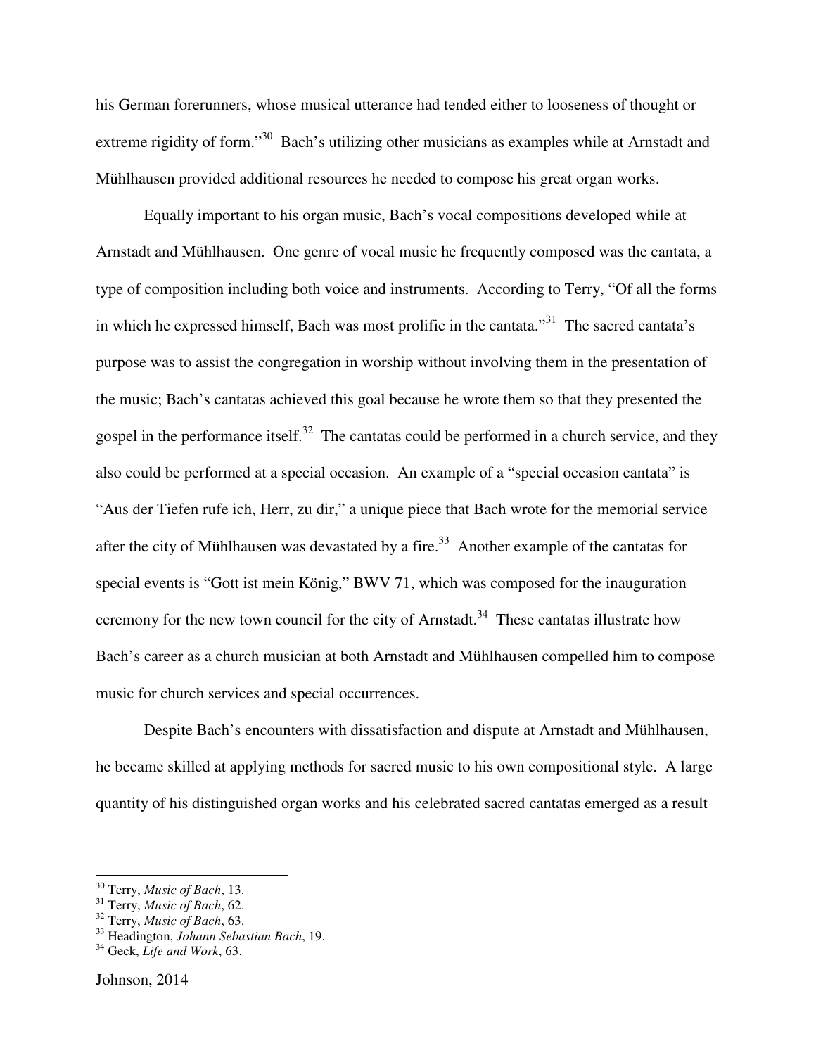his German forerunners, whose musical utterance had tended either to looseness of thought or extreme rigidity of form."[30] Bach's utilizing other musicians as examples while at Arnstadt and Mühlhausen provided additional resources he needed to compose his great organ works.

Equally important to his organ music, Bach's vocal compositions developed while at Arnstadt and Mühlhausen. One genre of vocal music he frequently composed was the cantata, a type of composition including both voice and instruments. According to Terry, "Of all the forms in which he expressed himself, Bach was most prolific in the cantata."[31] The sacred cantata's purpose was to assist the congregation in worship without involving them in the presentation of the music; Bach's cantatas achieved this goal because he wrote them so that they presented the gospel in the performance itself.[32] The cantatas could be performed in a church service, and they also could be performed at a special occasion. An example of a "special occasion cantata" is "Aus der Tiefen rufe ich, Herr, zu dir," a unique piece that Bach wrote for the memorial service after the city of Mühlhausen was devastated by a fire.[33] Another example of the cantatas for special events is "Gott ist mein König," BWV 71, which was composed for the inauguration ceremony for the new town council for the city of Arnstadt.[34] These cantatas illustrate how Bach's career as a church musician at both Arnstadt and Mühlhausen compelled him to compose music for church services and special occurrences.

Despite Bach's encounters with dissatisfaction and dispute at Arnstadt and Mühlhausen, he became skilled at applying methods for sacred music to his own compositional style. A large quantity of his distinguished organ works and his celebrated sacred cantatas emerged as a result

---

[30] Terry, *Music of Bach*, 13.
[31] Terry, *Music of Bach*, 62.
[32] Terry, *Music of Bach*, 63.
[33] Headington, *Johann Sebastian Bach*, 19.
[34] Geck, *Life and Work*, 63.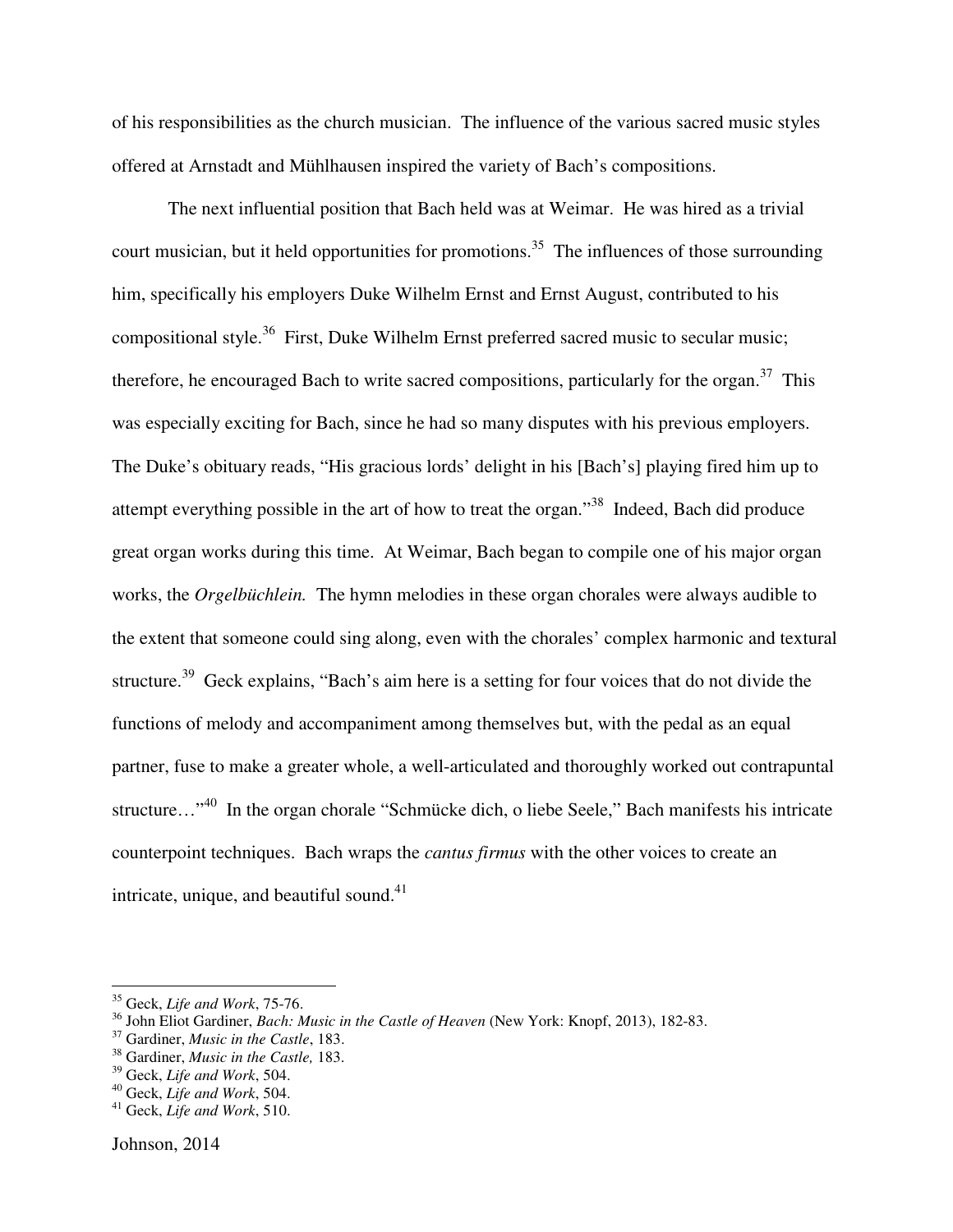of his responsibilities as the church musician. The influence of the various sacred music styles offered at Arnstadt and Mühlhausen inspired the variety of Bach's compositions.

The next influential position that Bach held was at Weimar. He was hired as a trivial court musician, but it held opportunities for promotions.[35] The influences of those surrounding him, specifically his employers Duke Wilhelm Ernst and Ernst August, contributed to his compositional style.[36] First, Duke Wilhelm Ernst preferred sacred music to secular music; therefore, he encouraged Bach to write sacred compositions, particularly for the organ.[37] This was especially exciting for Bach, since he had so many disputes with his previous employers. The Duke's obituary reads, "His gracious lords' delight in his [Bach's] playing fired him up to attempt everything possible in the art of how to treat the organ."[38] Indeed, Bach did produce great organ works during this time. At Weimar, Bach began to compile one of his major organ works, the *Orgelbüchlein.* The hymn melodies in these organ chorales were always audible to the extent that someone could sing along, even with the chorales' complex harmonic and textural structure.[39] Geck explains, "Bach's aim here is a setting for four voices that do not divide the functions of melody and accompaniment among themselves but, with the pedal as an equal partner, fuse to make a greater whole, a well-articulated and thoroughly worked out contrapuntal structure…"[40] In the organ chorale "Schmücke dich, o liebe Seele," Bach manifests his intricate counterpoint techniques. Bach wraps the *cantus firmus* with the other voices to create an intricate, unique, and beautiful sound.[41]

---

[35] Geck, *Life and Work*, 75-76.
[36] John Eliot Gardiner, *Bach: Music in the Castle of Heaven* (New York: Knopf, 2013), 182-83.
[37] Gardiner, *Music in the Castle*, 183.
[38] Gardiner, *Music in the Castle,* 183.
[39] Geck, *Life and Work*, 504.
[40] Geck, *Life and Work*, 504.
[41] Geck, *Life and Work*, 510.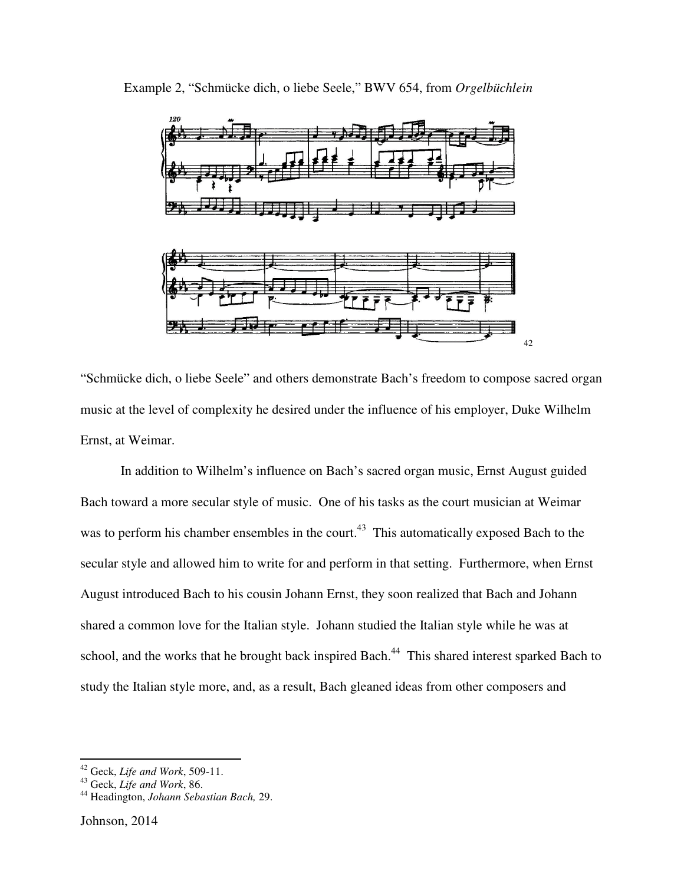Example 2, "Schmücke dich, o liebe Seele," BWV 654, from *Orgelbüchlein*

[42]

"Schmücke dich, o liebe Seele" and others demonstrate Bach's freedom to compose sacred organ music at the level of complexity he desired under the influence of his employer, Duke Wilhelm Ernst, at Weimar.

In addition to Wilhelm's influence on Bach's sacred organ music, Ernst August guided Bach toward a more secular style of music. One of his tasks as the court musician at Weimar was to perform his chamber ensembles in the court.[43] This automatically exposed Bach to the secular style and allowed him to write for and perform in that setting. Furthermore, when Ernst August introduced Bach to his cousin Johann Ernst, they soon realized that Bach and Johann shared a common love for the Italian style. Johann studied the Italian style while he was at school, and the works that he brought back inspired Bach.[44] This shared interest sparked Bach to study the Italian style more, and, as a result, Bach gleaned ideas from other composers and

---

[42] Geck, *Life and Work*, 509-11.

[43] Geck, *Life and Work*, 86.

[44] Headington, *Johann Sebastian Bach,* 29.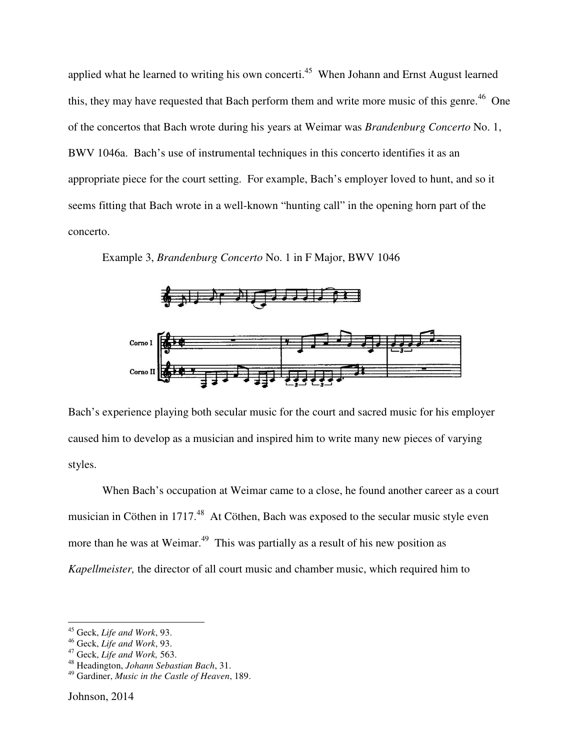applied what he learned to writing his own concerti.[45] When Johann and Ernst August learned this, they may have requested that Bach perform them and write more music of this genre.[46] One of the concertos that Bach wrote during his years at Weimar was *Brandenburg Concerto* No. 1, BWV 1046a. Bach's use of instrumental techniques in this concerto identifies it as an appropriate piece for the court setting. For example, Bach's employer loved to hunt, and so it seems fitting that Bach wrote in a well-known "hunting call" in the opening horn part of the concerto.

Example 3, *Brandenburg Concerto* No. 1 in F Major, BWV 1046

Bach's experience playing both secular music for the court and sacred music for his employer caused him to develop as a musician and inspired him to write many new pieces of varying styles.

When Bach's occupation at Weimar came to a close, he found another career as a court musician in Cöthen in 1717.[48] At Cöthen, Bach was exposed to the secular music style even more than he was at Weimar.[49] This was partially as a result of his new position as *Kapellmeister,* the director of all court music and chamber music, which required him to

---

[45] Geck, *Life and Work*, 93.
[46] Geck, *Life and Work*, 93.
[47] Geck, *Life and Work,* 563.
[48] Headington, *Johann Sebastian Bach*, 31.
[49] Gardiner, *Music in the Castle of Heaven*, 189.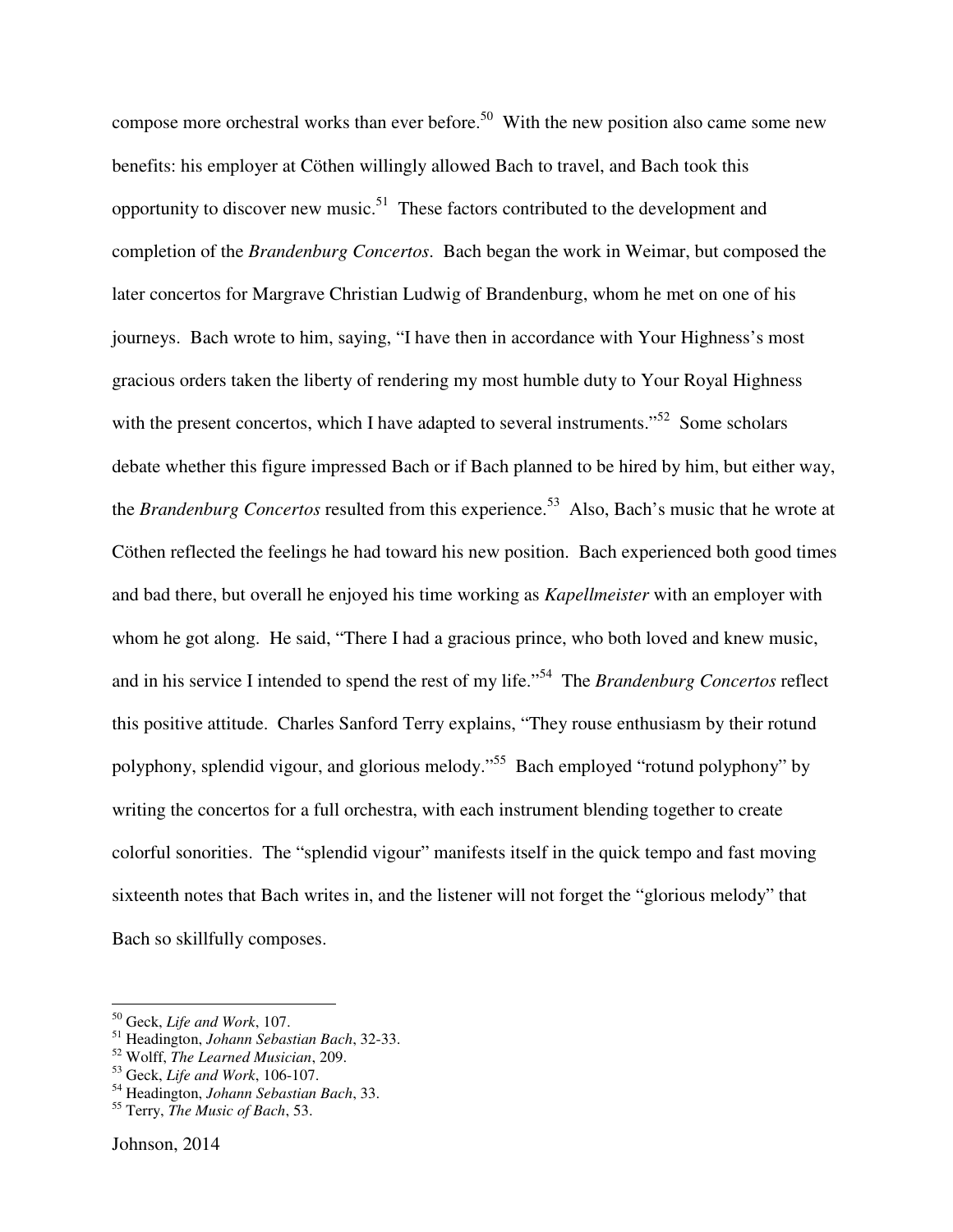compose more orchestral works than ever before.[50] With the new position also came some new benefits: his employer at Cöthen willingly allowed Bach to travel, and Bach took this opportunity to discover new music.[51] These factors contributed to the development and completion of the *Brandenburg Concertos*. Bach began the work in Weimar, but composed the later concertos for Margrave Christian Ludwig of Brandenburg, whom he met on one of his journeys. Bach wrote to him, saying, "I have then in accordance with Your Highness's most gracious orders taken the liberty of rendering my most humble duty to Your Royal Highness with the present concertos, which I have adapted to several instruments."[52] Some scholars debate whether this figure impressed Bach or if Bach planned to be hired by him, but either way, the *Brandenburg Concertos* resulted from this experience.[53] Also, Bach's music that he wrote at Cöthen reflected the feelings he had toward his new position. Bach experienced both good times and bad there, but overall he enjoyed his time working as *Kapellmeister* with an employer with whom he got along. He said, "There I had a gracious prince, who both loved and knew music, and in his service I intended to spend the rest of my life."[54] The *Brandenburg Concertos* reflect this positive attitude. Charles Sanford Terry explains, "They rouse enthusiasm by their rotund polyphony, splendid vigour, and glorious melody."[55] Bach employed "rotund polyphony" by writing the concertos for a full orchestra, with each instrument blending together to create colorful sonorities. The "splendid vigour" manifests itself in the quick tempo and fast moving sixteenth notes that Bach writes in, and the listener will not forget the "glorious melody" that Bach so skillfully composes.

---

[50] Geck, *Life and Work*, 107.
[51] Headington, *Johann Sebastian Bach*, 32-33.
[52] Wolff, *The Learned Musician*, 209.
[53] Geck, *Life and Work*, 106-107.
[54] Headington, *Johann Sebastian Bach*, 33.
[55] Terry, *The Music of Bach*, 53.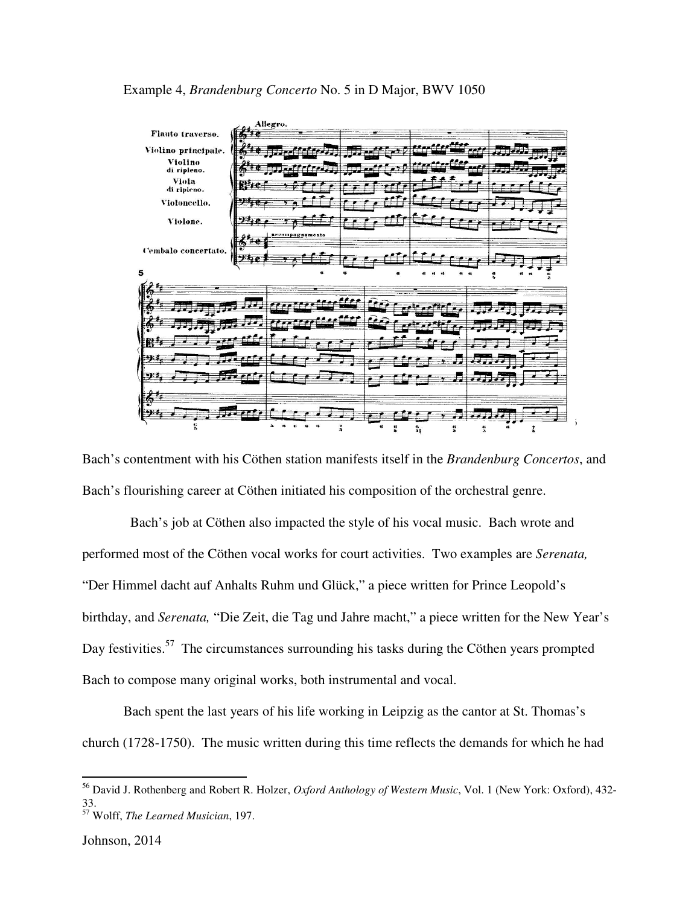Example 4, *Brandenburg Concerto* No. 5 in D Major, BWV 1050

Bach's contentment with his Cöthen station manifests itself in the *Brandenburg Concertos*, and Bach's flourishing career at Cöthen initiated his composition of the orchestral genre.

Bach's job at Cöthen also impacted the style of his vocal music. Bach wrote and performed most of the Cöthen vocal works for court activities. Two examples are *Serenata,* "Der Himmel dacht auf Anhalts Ruhm und Glück," a piece written for Prince Leopold's birthday, and *Serenata,* "Die Zeit, die Tag und Jahre macht," a piece written for the New Year's Day festivities.[57] The circumstances surrounding his tasks during the Cöthen years prompted Bach to compose many original works, both instrumental and vocal.

Bach spent the last years of his life working in Leipzig as the cantor at St. Thomas's church (1728-1750). The music written during this time reflects the demands for which he had

---

[56] David J. Rothenberg and Robert R. Holzer, *Oxford Anthology of Western Music*, Vol. 1 (New York: Oxford), 432-33.

[57] Wolff, *The Learned Musician*, 197.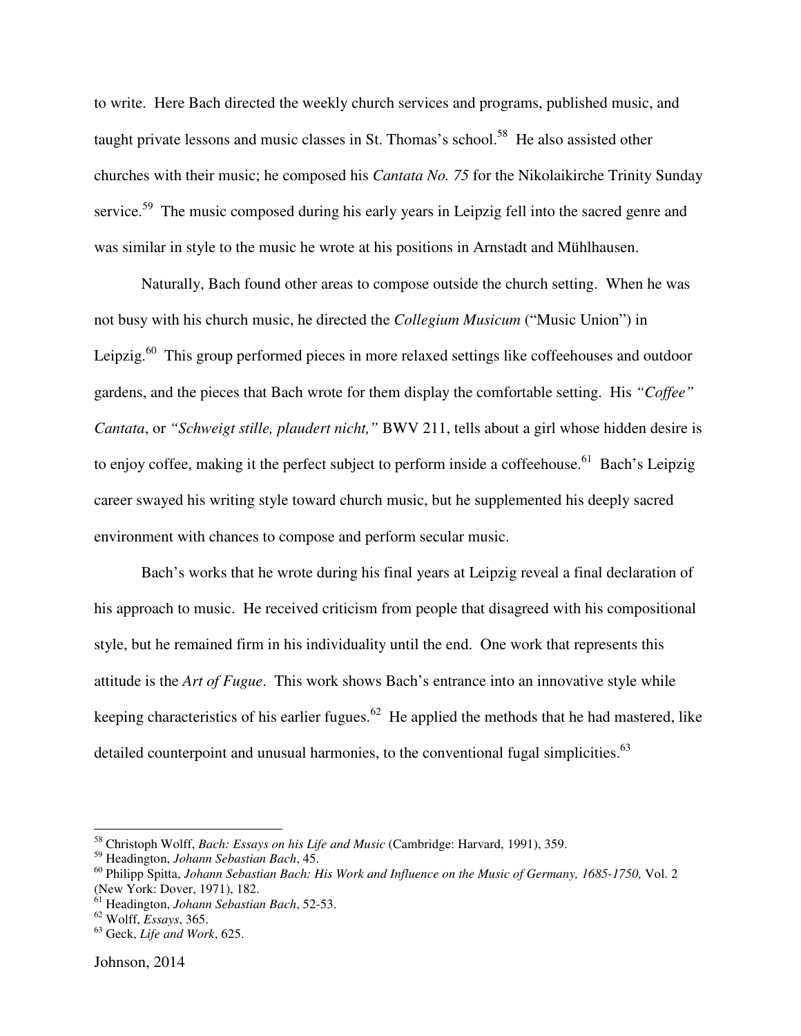to write. Here Bach directed the weekly church services and programs, published music, and taught private lessons and music classes in St. Thomas's school.[58] He also assisted other churches with their music; he composed his *Cantata No. 75* for the Nikolaikirche Trinity Sunday service.[59] The music composed during his early years in Leipzig fell into the sacred genre and was similar in style to the music he wrote at his positions in Arnstadt and Mühlhausen.

Naturally, Bach found other areas to compose outside the church setting. When he was not busy with his church music, he directed the *Collegium Musicum* ("Music Union") in Leipzig.[60] This group performed pieces in more relaxed settings like coffeehouses and outdoor gardens, and the pieces that Bach wrote for them display the comfortable setting. His *"Coffee" Cantata*, or *"Schweigt stille, plaudert nicht,"* BWV 211, tells about a girl whose hidden desire is to enjoy coffee, making it the perfect subject to perform inside a coffeehouse.[61] Bach's Leipzig career swayed his writing style toward church music, but he supplemented his deeply sacred environment with chances to compose and perform secular music.

Bach's works that he wrote during his final years at Leipzig reveal a final declaration of his approach to music. He received criticism from people that disagreed with his compositional style, but he remained firm in his individuality until the end. One work that represents this attitude is the *Art of Fugue*. This work shows Bach's entrance into an innovative style while keeping characteristics of his earlier fugues.[62] He applied the methods that he had mastered, like detailed counterpoint and unusual harmonies, to the conventional fugal simplicities.[63]

---

[58] Christoph Wolff, *Bach: Essays on his Life and Music* (Cambridge: Harvard, 1991), 359.
[59] Headington, *Johann Sebastian Bach*, 45.
[60] Philipp Spitta, *Johann Sebastian Bach: His Work and Influence on the Music of Germany, 1685-1750,* Vol. 2 (New York: Dover, 1971), 182.
[61] Headington, *Johann Sebastian Bach*, 52-53.
[62] Wolff, *Essays*, 365.
[63] Geck, *Life and Work*, 625.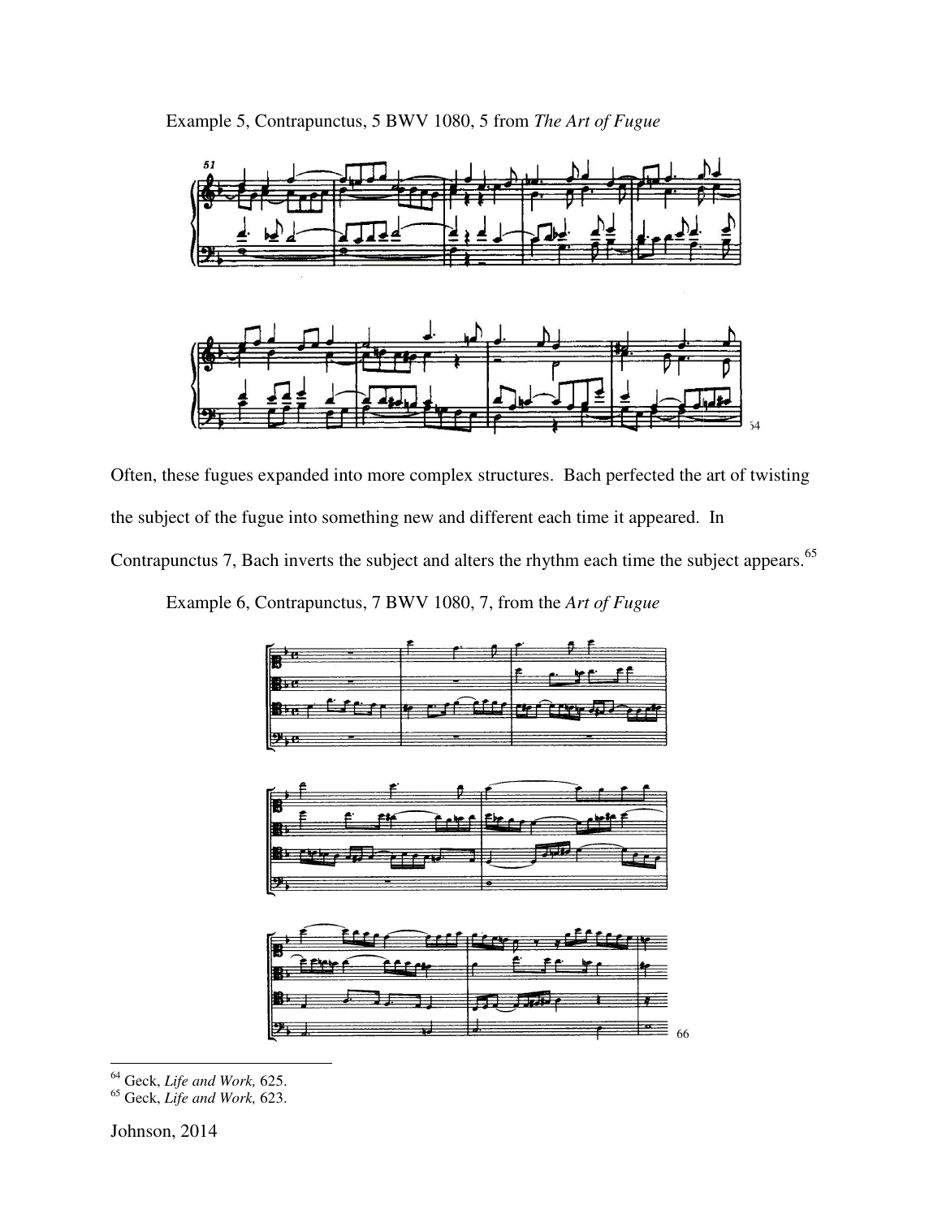Example 5, Contrapunctus, 5 BWV 1080, 5 from *The Art of Fugue*

[64]

Often, these fugues expanded into more complex structures. Bach perfected the art of twisting the subject of the fugue into something new and different each time it appeared. In Contrapunctus 7, Bach inverts the subject and alters the rhythm each time the subject appears.[65]

Example 6, Contrapunctus, 7 BWV 1080, 7, from the *Art of Fugue*

[66]

---

[64] Geck, *Life and Work,* 625.
[65] Geck, *Life and Work,* 623.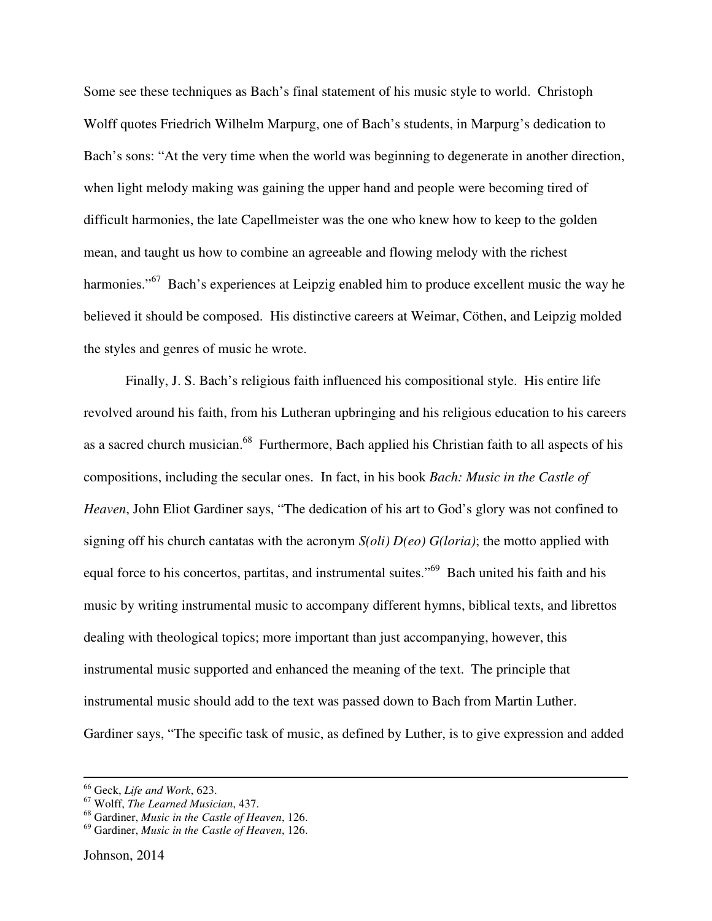Some see these techniques as Bach's final statement of his music style to world. Christoph Wolff quotes Friedrich Wilhelm Marpurg, one of Bach's students, in Marpurg's dedication to Bach's sons: "At the very time when the world was beginning to degenerate in another direction, when light melody making was gaining the upper hand and people were becoming tired of difficult harmonies, the late Capellmeister was the one who knew how to keep to the golden mean, and taught us how to combine an agreeable and flowing melody with the richest harmonies."[67] Bach's experiences at Leipzig enabled him to produce excellent music the way he believed it should be composed. His distinctive careers at Weimar, Cöthen, and Leipzig molded the styles and genres of music he wrote.

Finally, J. S. Bach's religious faith influenced his compositional style. His entire life revolved around his faith, from his Lutheran upbringing and his religious education to his careers as a sacred church musician.[68] Furthermore, Bach applied his Christian faith to all aspects of his compositions, including the secular ones. In fact, in his book *Bach: Music in the Castle of Heaven*, John Eliot Gardiner says, "The dedication of his art to God's glory was not confined to signing off his church cantatas with the acronym *S(oli) D(eo) G(loria)*; the motto applied with equal force to his concertos, partitas, and instrumental suites."[69] Bach united his faith and his music by writing instrumental music to accompany different hymns, biblical texts, and librettos dealing with theological topics; more important than just accompanying, however, this instrumental music supported and enhanced the meaning of the text. The principle that instrumental music should add to the text was passed down to Bach from Martin Luther. Gardiner says, "The specific task of music, as defined by Luther, is to give expression and added

---

[66] Geck, *Life and Work*, 623.
[67] Wolff, *The Learned Musician*, 437.
[68] Gardiner, *Music in the Castle of Heaven*, 126.
[69] Gardiner, *Music in the Castle of Heaven*, 126.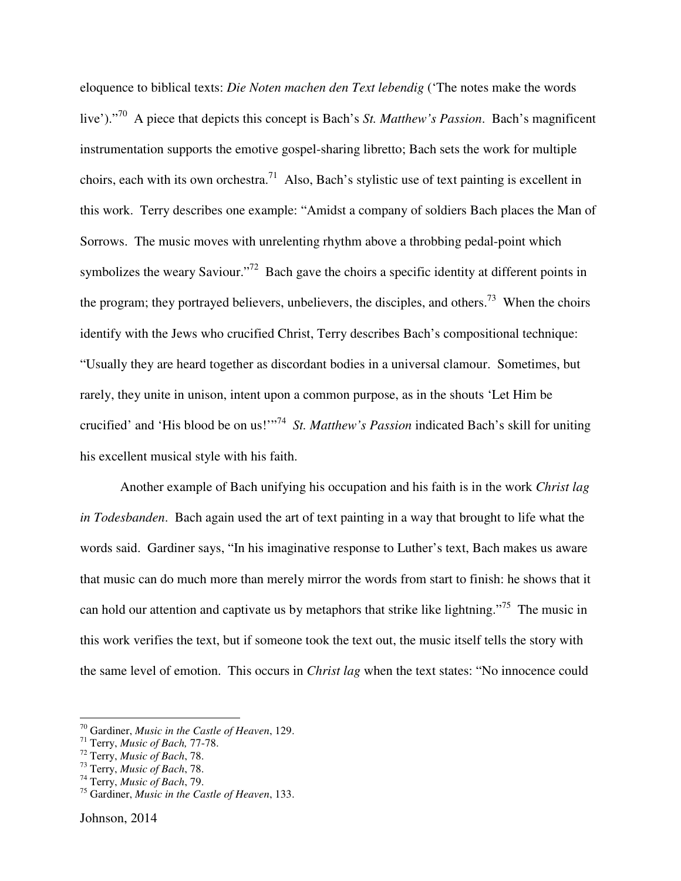eloquence to biblical texts: *Die Noten machen den Text lebendig* ('The notes make the words live')."[70] A piece that depicts this concept is Bach's *St. Matthew's Passion*. Bach's magnificent instrumentation supports the emotive gospel-sharing libretto; Bach sets the work for multiple choirs, each with its own orchestra.[71] Also, Bach's stylistic use of text painting is excellent in this work. Terry describes one example: "Amidst a company of soldiers Bach places the Man of Sorrows. The music moves with unrelenting rhythm above a throbbing pedal-point which symbolizes the weary Saviour."[72] Bach gave the choirs a specific identity at different points in the program; they portrayed believers, unbelievers, the disciples, and others.[73] When the choirs identify with the Jews who crucified Christ, Terry describes Bach's compositional technique: "Usually they are heard together as discordant bodies in a universal clamour. Sometimes, but rarely, they unite in unison, intent upon a common purpose, as in the shouts 'Let Him be crucified' and 'His blood be on us!'"[74] *St. Matthew's Passion* indicated Bach's skill for uniting his excellent musical style with his faith.

Another example of Bach unifying his occupation and his faith is in the work *Christ lag in Todesbanden*. Bach again used the art of text painting in a way that brought to life what the words said. Gardiner says, "In his imaginative response to Luther's text, Bach makes us aware that music can do much more than merely mirror the words from start to finish: he shows that it can hold our attention and captivate us by metaphors that strike like lightning."[75] The music in this work verifies the text, but if someone took the text out, the music itself tells the story with the same level of emotion. This occurs in *Christ lag* when the text states: "No innocence could

---

[70] Gardiner, *Music in the Castle of Heaven*, 129.
[71] Terry, *Music of Bach,* 77-78.
[72] Terry, *Music of Bach*, 78.
[73] Terry, *Music of Bach*, 78.
[74] Terry, *Music of Bach*, 79.
[75] Gardiner, *Music in the Castle of Heaven*, 133.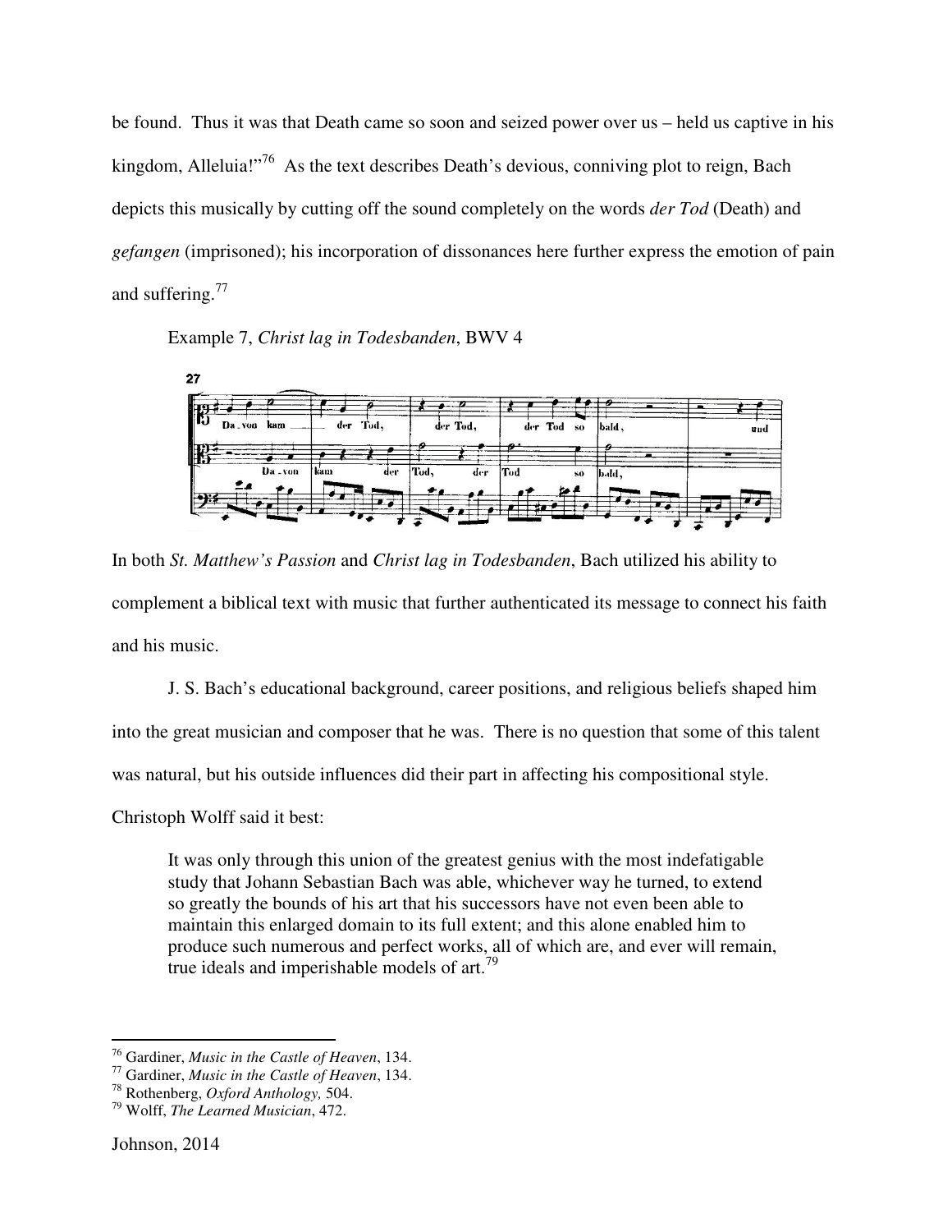be found. Thus it was that Death came so soon and seized power over us – held us captive in his kingdom, Alleluia!"[76] As the text describes Death's devious, conniving plot to reign, Bach depicts this musically by cutting off the sound completely on the words *der Tod* (Death) and *gefangen* (imprisoned); his incorporation of dissonances here further express the emotion of pain and suffering.[77]

Example 7, *Christ lag in Todesbanden*, BWV 4

In both *St. Matthew's Passion* and *Christ lag in Todesbanden*, Bach utilized his ability to complement a biblical text with music that further authenticated its message to connect his faith and his music.

J. S. Bach's educational background, career positions, and religious beliefs shaped him into the great musician and composer that he was. There is no question that some of this talent was natural, but his outside influences did their part in affecting his compositional style. Christoph Wolff said it best:

> It was only through this union of the greatest genius with the most indefatigable study that Johann Sebastian Bach was able, whichever way he turned, to extend so greatly the bounds of his art that his successors have not even been able to maintain this enlarged domain to its full extent; and this alone enabled him to produce such numerous and perfect works, all of which are, and ever will remain, true ideals and imperishable models of art.[79]

---

[76] Gardiner, *Music in the Castle of Heaven*, 134.
[77] Gardiner, *Music in the Castle of Heaven*, 134.
[78] Rothenberg, *Oxford Anthology,* 504.
[79] Wolff, *The Learned Musician*, 472.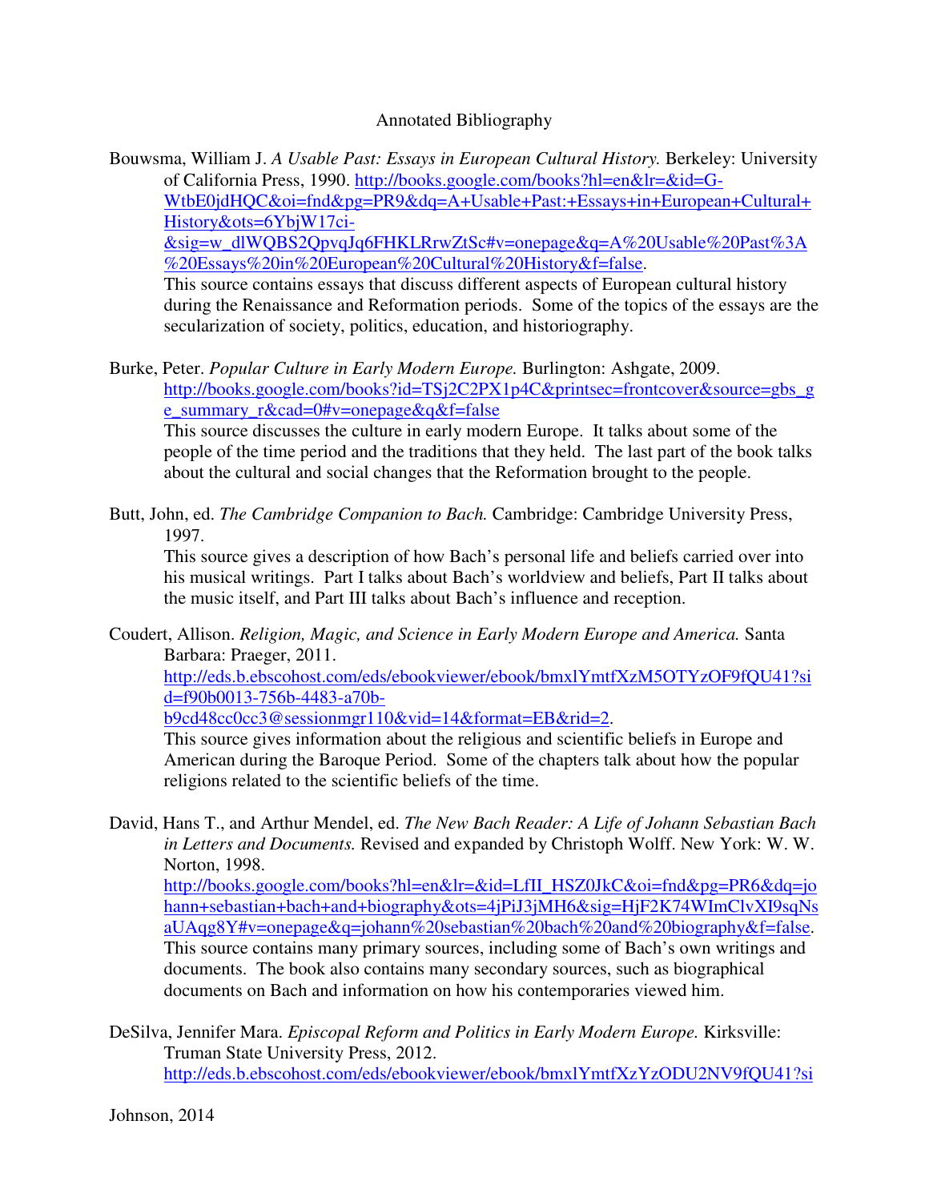Annotated Bibliography

Bouwsma, William J. *A Usable Past: Essays in European Cultural History.* Berkeley: University of California Press, 1990. http://books.google.com/books?hl=en&lr=&id=G-WtbE0jdHQC&oi=fnd&pg=PR9&dq=A+Usable+Past:+Essays+in+European+Cultural+History&ots=6YbjW17ci-&sig=w_dlWQBS2QpvqJq6FHKLRrwZtSc#v=onepage&q=A%20Usable%20Past%3A%20Essays%20in%20European%20Cultural%20History&f=false.
This source contains essays that discuss different aspects of European cultural history during the Renaissance and Reformation periods. Some of the topics of the essays are the secularization of society, politics, education, and historiography.

Burke, Peter. *Popular Culture in Early Modern Europe.* Burlington: Ashgate, 2009. http://books.google.com/books?id=TSj2C2PX1p4C&printsec=frontcover&source=gbs_ge_summary_r&cad=0#v=onepage&q&f=false
This source discusses the culture in early modern Europe. It talks about some of the people of the time period and the traditions that they held. The last part of the book talks about the cultural and social changes that the Reformation brought to the people.

Butt, John, ed. *The Cambridge Companion to Bach.* Cambridge: Cambridge University Press, 1997.
This source gives a description of how Bach's personal life and beliefs carried over into his musical writings. Part I talks about Bach's worldview and beliefs, Part II talks about the music itself, and Part III talks about Bach's influence and reception.

Coudert, Allison. *Religion, Magic, and Science in Early Modern Europe and America.* Santa Barbara: Praeger, 2011. http://eds.b.ebscohost.com/eds/ebookviewer/ebook/bmxlYmtfXzM5OTYzOF9fQU41?sid=f90b0013-756b-4483-a70b-b9cd48cc0cc3@sessionmgr110&vid=14&format=EB&rid=2.
This source gives information about the religious and scientific beliefs in Europe and American during the Baroque Period. Some of the chapters talk about how the popular religions related to the scientific beliefs of the time.

David, Hans T., and Arthur Mendel, ed. *The New Bach Reader: A Life of Johann Sebastian Bach in Letters and Documents.* Revised and expanded by Christoph Wolff. New York: W. W. Norton, 1998. http://books.google.com/books?hl=en&lr=&id=LfII_HSZ0JkC&oi=fnd&pg=PR6&dq=johann+sebastian+bach+and+biography&ots=4jPiJ3jMH6&sig=HjF2K74WImClvXI9sqNsaUAqg8Y#v=onepage&q=johann%20sebastian%20bach%20and%20biography&f=false.
This source contains many primary sources, including some of Bach's own writings and documents. The book also contains many secondary sources, such as biographical documents on Bach and information on how his contemporaries viewed him.

DeSilva, Jennifer Mara. *Episcopal Reform and Politics in Early Modern Europe.* Kirksville: Truman State University Press, 2012. http://eds.b.ebscohost.com/eds/ebookviewer/ebook/bmxlYmtfXzYzODU2NV9fQU41?si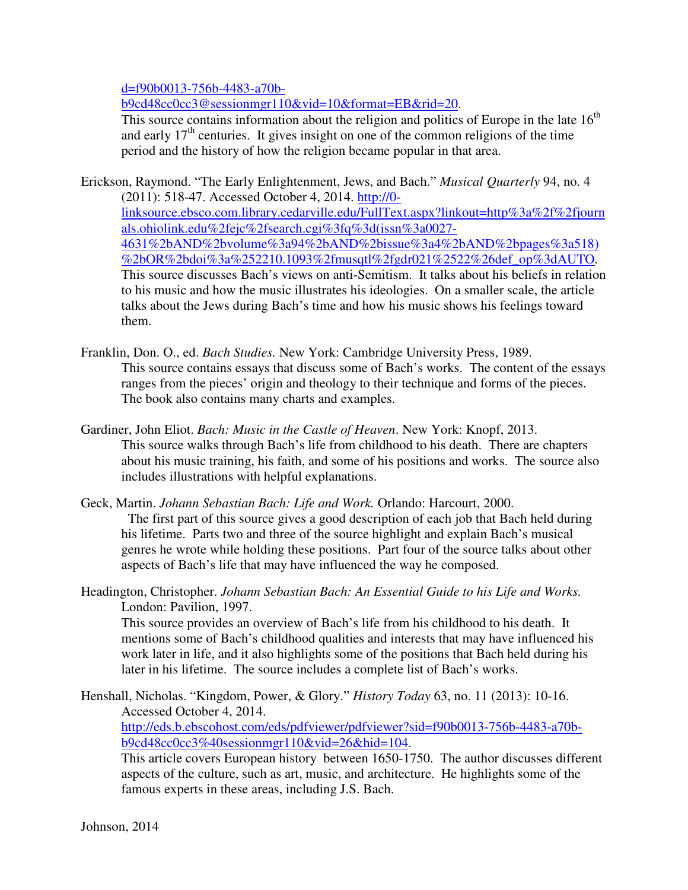d=f90b0013-756b-4483-a70b-b9cd48cc0cc3@sessionmgr110&vid=10&format=EB&rid=20.
This source contains information about the religion and politics of Europe in the late 16th and early 17th centuries. It gives insight on one of the common religions of the time period and the history of how the religion became popular in that area.

Erickson, Raymond. "The Early Enlightenment, Jews, and Bach." *Musical Quarterly* 94, no. 4 (2011): 518-47. Accessed October 4, 2014. http://0-linksource.ebsco.com.library.cedarville.edu/FullText.aspx?linkout=http%3a%2f%2fjournals.ohiolink.edu%2fejc%2fsearch.cgi%3fq%3d(issn%3a0027-4631%2bAND%2bvolume%3a94%2bAND%2bissue%3a4%2bAND%2bpages%3a518)%2bOR%2bdoi%3a%252210.1093%2fmusqtl%2fgdr021%2522%26def_op%3dAUTO.
This source discusses Bach's views on anti-Semitism. It talks about his beliefs in relation to his music and how the music illustrates his ideologies. On a smaller scale, the article talks about the Jews during Bach's time and how his music shows his feelings toward them.

Franklin, Don. O., ed. *Bach Studies.* New York: Cambridge University Press, 1989.
This source contains essays that discuss some of Bach's works. The content of the essays ranges from the pieces' origin and theology to their technique and forms of the pieces. The book also contains many charts and examples.

Gardiner, John Eliot. *Bach: Music in the Castle of Heaven*. New York: Knopf, 2013.
This source walks through Bach's life from childhood to his death. There are chapters about his music training, his faith, and some of his positions and works. The source also includes illustrations with helpful explanations.

Geck, Martin. *Johann Sebastian Bach: Life and Work.* Orlando: Harcourt, 2000.
The first part of this source gives a good description of each job that Bach held during his lifetime. Parts two and three of the source highlight and explain Bach's musical genres he wrote while holding these positions. Part four of the source talks about other aspects of Bach's life that may have influenced the way he composed.

Headington, Christopher. *Johann Sebastian Bach: An Essential Guide to his Life and Works.* London: Pavilion, 1997.
This source provides an overview of Bach's life from his childhood to his death. It mentions some of Bach's childhood qualities and interests that may have influenced his work later in life, and it also highlights some of the positions that Bach held during his later in his lifetime. The source includes a complete list of Bach's works.

Henshall, Nicholas. "Kingdom, Power, & Glory." *History Today* 63, no. 11 (2013): 10-16. Accessed October 4, 2014. http://eds.b.ebscohost.com/eds/pdfviewer/pdfviewer?sid=f90b0013-756b-4483-a70b-b9cd48cc0cc3%40sessionmgr110&vid=26&hid=104.
This article covers European history between 1650-1750. The author discusses different aspects of the culture, such as art, music, and architecture. He highlights some of the famous experts in these areas, including J.S. Bach.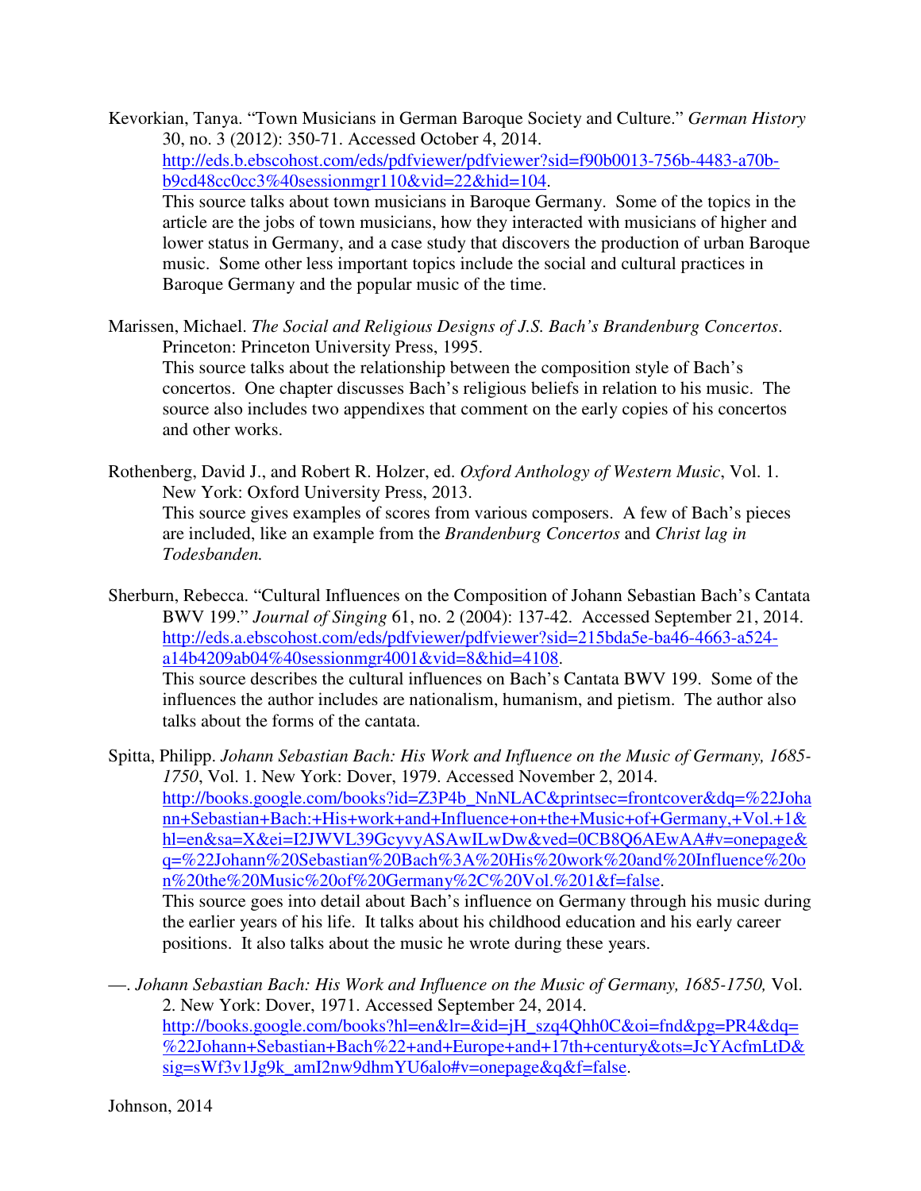Kevorkian, Tanya. "Town Musicians in German Baroque Society and Culture." *German History* 30, no. 3 (2012): 350-71. Accessed October 4, 2014. http://eds.b.ebscohost.com/eds/pdfviewer/pdfviewer?sid=f90b0013-756b-4483-a70b-b9cd48cc0cc3%40sessionmgr110&vid=22&hid=104.

This source talks about town musicians in Baroque Germany. Some of the topics in the article are the jobs of town musicians, how they interacted with musicians of higher and lower status in Germany, and a case study that discovers the production of urban Baroque music. Some other less important topics include the social and cultural practices in Baroque Germany and the popular music of the time.

Marissen, Michael. *The Social and Religious Designs of J.S. Bach's Brandenburg Concertos*. Princeton: Princeton University Press, 1995.

This source talks about the relationship between the composition style of Bach's concertos. One chapter discusses Bach's religious beliefs in relation to his music. The source also includes two appendixes that comment on the early copies of his concertos and other works.

Rothenberg, David J., and Robert R. Holzer, ed. *Oxford Anthology of Western Music*, Vol. 1. New York: Oxford University Press, 2013.

This source gives examples of scores from various composers. A few of Bach's pieces are included, like an example from the *Brandenburg Concertos* and *Christ lag in Todesbanden.*

Sherburn, Rebecca. "Cultural Influences on the Composition of Johann Sebastian Bach's Cantata BWV 199." *Journal of Singing* 61, no. 2 (2004): 137-42. Accessed September 21, 2014. http://eds.a.ebscohost.com/eds/pdfviewer/pdfviewer?sid=215bda5e-ba46-4663-a524-a14b4209ab04%40sessionmgr4001&vid=8&hid=4108.

This source describes the cultural influences on Bach's Cantata BWV 199. Some of the influences the author includes are nationalism, humanism, and pietism. The author also talks about the forms of the cantata.

Spitta, Philipp. *Johann Sebastian Bach: His Work and Influence on the Music of Germany, 1685-1750*, Vol. 1. New York: Dover, 1979. Accessed November 2, 2014. http://books.google.com/books?id=Z3P4b_NnNLAC&printsec=frontcover&dq=%22Johann+Sebastian+Bach:+His+work+and+Influence+on+the+Music+of+Germany,+Vol.+1&hl=en&sa=X&ei=I2JWVL39GcyvyASAwILwDw&ved=0CB8Q6AEwAA#v=onepage&q=%22Johann%20Sebastian%20Bach%3A%20His%20work%20and%20Influence%20on%20the%20Music%20of%20Germany%2C%20Vol.%201&f=false.

This source goes into detail about Bach's influence on Germany through his music during the earlier years of his life. It talks about his childhood education and his early career positions. It also talks about the music he wrote during these years.

—. *Johann Sebastian Bach: His Work and Influence on the Music of Germany, 1685-1750,* Vol. 2. New York: Dover, 1971. Accessed September 24, 2014. http://books.google.com/books?hl=en&lr=&id=jH_szq4Qhh0C&oi=fnd&pg=PR4&dq=%22Johann+Sebastian+Bach%22+and+Europe+and+17th+century&ots=JcYAcfmLtD&sig=sWf3v1Jg9k_amI2nw9dhmYU6alo#v=onepage&q&f=false.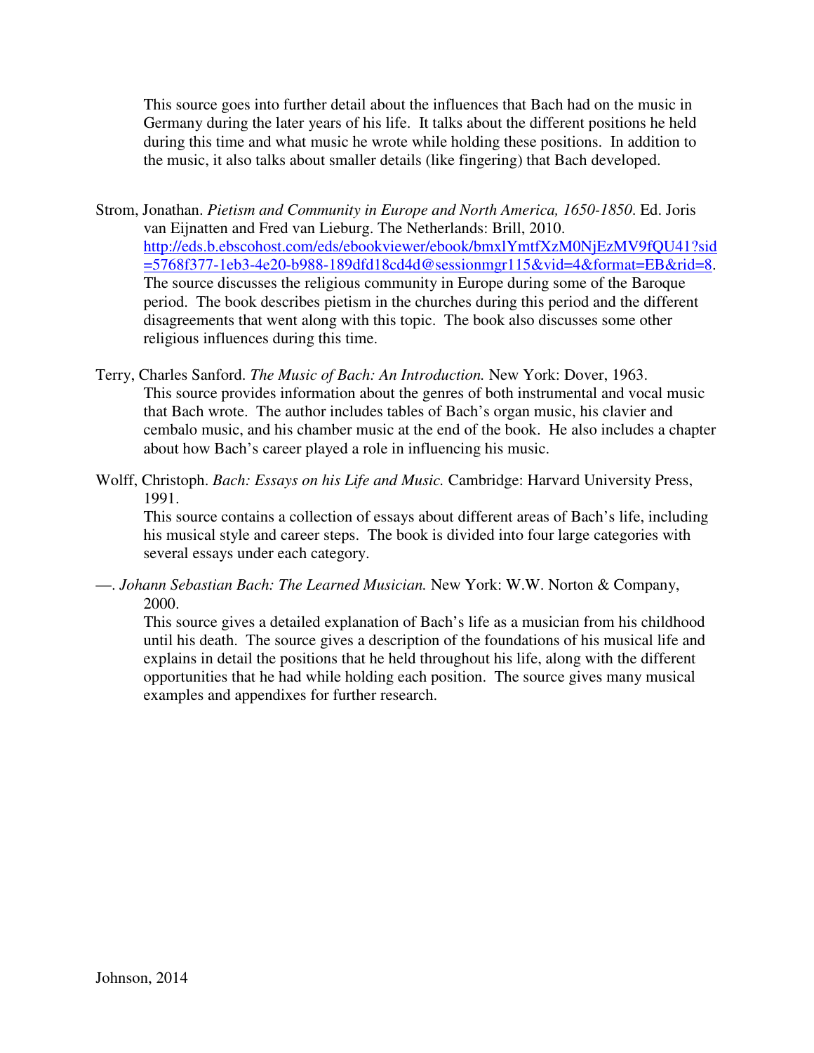This source goes into further detail about the influences that Bach had on the music in Germany during the later years of his life. It talks about the different positions he held during this time and what music he wrote while holding these positions. In addition to the music, it also talks about smaller details (like fingering) that Bach developed.

Strom, Jonathan. *Pietism and Community in Europe and North America, 1650-1850*. Ed. Joris van Eijnatten and Fred van Lieburg. The Netherlands: Brill, 2010. http://eds.b.ebscohost.com/eds/ebookviewer/ebook/bmxlYmtfXzM0NjEzMV9fQU41?sid=5768f377-1eb3-4e20-b988-189dfd18cd4d@sessionmgr115&vid=4&format=EB&rid=8.
The source discusses the religious community in Europe during some of the Baroque period. The book describes pietism in the churches during this period and the different disagreements that went along with this topic. The book also discusses some other religious influences during this time.

Terry, Charles Sanford. *The Music of Bach: An Introduction.* New York: Dover, 1963.
This source provides information about the genres of both instrumental and vocal music that Bach wrote. The author includes tables of Bach's organ music, his clavier and cembalo music, and his chamber music at the end of the book. He also includes a chapter about how Bach's career played a role in influencing his music.

Wolff, Christoph. *Bach: Essays on his Life and Music.* Cambridge: Harvard University Press, 1991.
This source contains a collection of essays about different areas of Bach's life, including his musical style and career steps. The book is divided into four large categories with several essays under each category.

—. *Johann Sebastian Bach: The Learned Musician.* New York: W.W. Norton & Company, 2000.
This source gives a detailed explanation of Bach's life as a musician from his childhood until his death. The source gives a description of the foundations of his musical life and explains in detail the positions that he held throughout his life, along with the different opportunities that he had while holding each position. The source gives many musical examples and appendixes for further research.